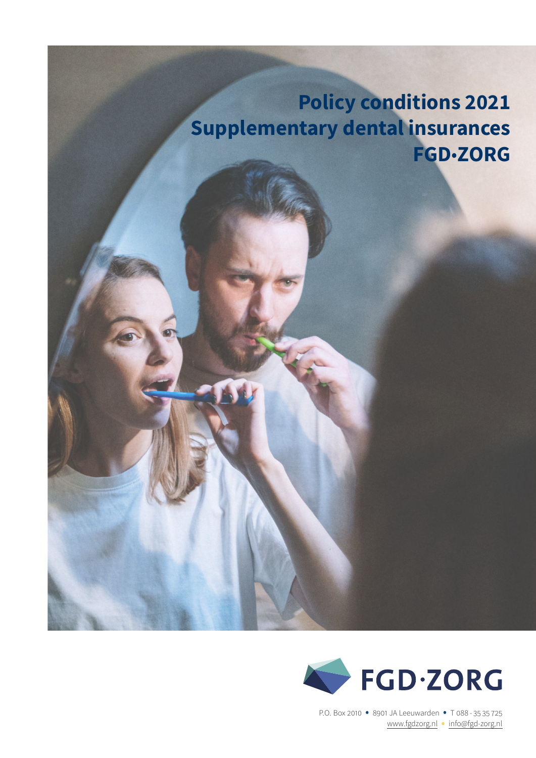# Policy conditions 2021
# Supplementary dental insurances
# FGD·ZORG

FGD·ZORG

P.O. Box 2010 • 8901 JA Leeuwarden • T 088 - 35 35 725
www.fgdzorg.nl • info@fgd-zorg.nl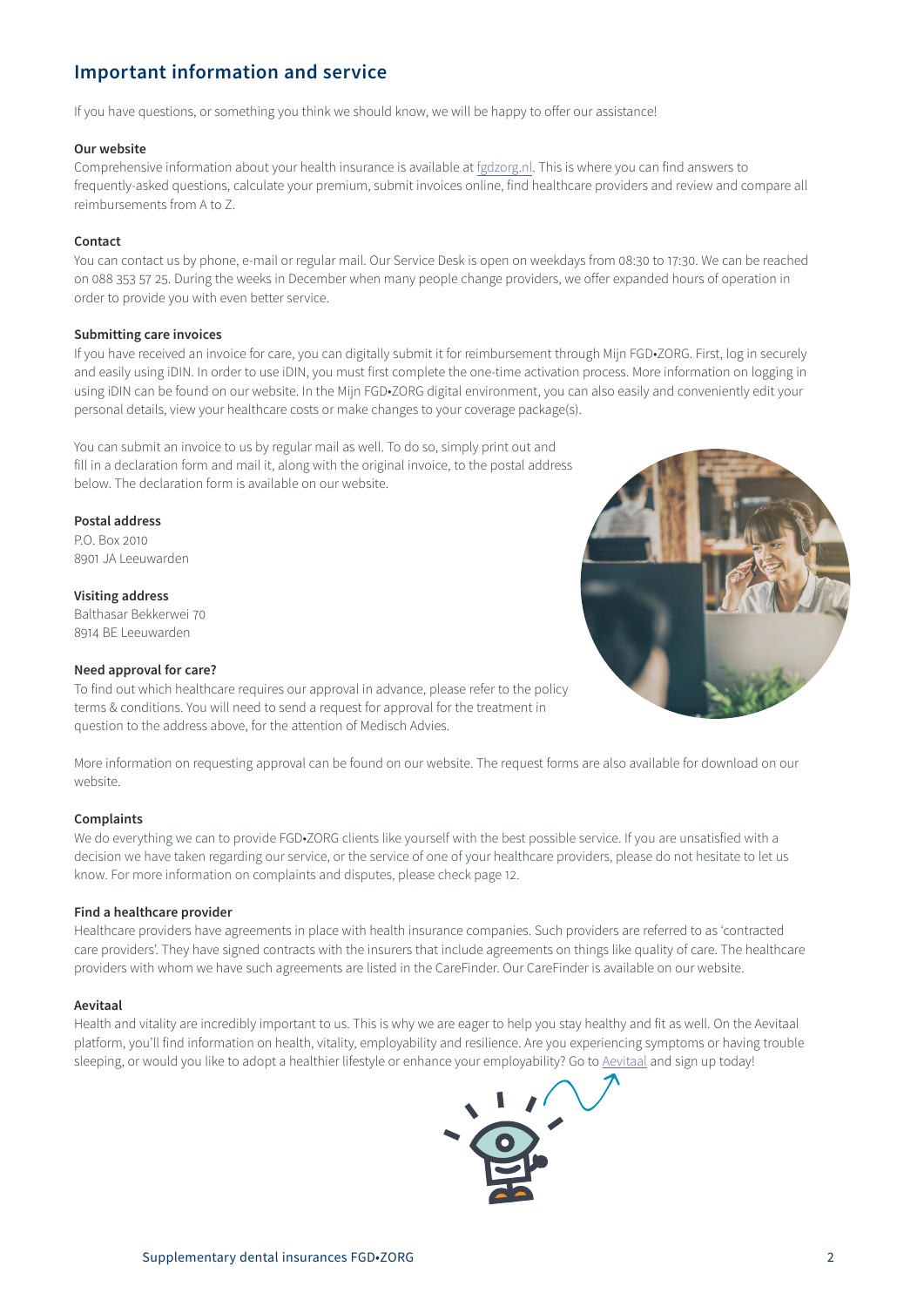## Important information and service

If you have questions, or something you think we should know, we will be happy to offer our assistance!

**Our website**

Comprehensive information about your health insurance is available at fgdzorg.nl. This is where you can find answers to frequently-asked questions, calculate your premium, submit invoices online, find healthcare providers and review and compare all reimbursements from A to Z.

**Contact**

You can contact us by phone, e-mail or regular mail. Our Service Desk is open on weekdays from 08:30 to 17:30. We can be reached on 088 353 57 25. During the weeks in December when many people change providers, we offer expanded hours of operation in order to provide you with even better service.

**Submitting care invoices**

If you have received an invoice for care, you can digitally submit it for reimbursement through Mijn FGD•ZORG. First, log in securely and easily using iDIN. In order to use iDIN, you must first complete the one-time activation process. More information on logging in using iDIN can be found on our website. In the Mijn FGD•ZORG digital environment, you can also easily and conveniently edit your personal details, view your healthcare costs or make changes to your coverage package(s).

You can submit an invoice to us by regular mail as well. To do so, simply print out and fill in a declaration form and mail it, along with the original invoice, to the postal address below. The declaration form is available on our website.

**Postal address**

P.O. Box 2010
8901 JA Leeuwarden

**Visiting address**

Balthasar Bekkerwei 70
8914 BE Leeuwarden

**Need approval for care?**

To find out which healthcare requires our approval in advance, please refer to the policy terms & conditions. You will need to send a request for approval for the treatment in question to the address above, for the attention of Medisch Advies.

More information on requesting approval can be found on our website. The request forms are also available for download on our website.

**Complaints**

We do everything we can to provide FGD•ZORG clients like yourself with the best possible service. If you are unsatisfied with a decision we have taken regarding our service, or the service of one of your healthcare providers, please do not hesitate to let us know. For more information on complaints and disputes, please check page 12.

**Find a healthcare provider**

Healthcare providers have agreements in place with health insurance companies. Such providers are referred to as 'contracted care providers'. They have signed contracts with the insurers that include agreements on things like quality of care. The healthcare providers with whom we have such agreements are listed in the CareFinder. Our CareFinder is available on our website.

**Aevitaal**

Health and vitality are incredibly important to us. This is why we are eager to help you stay healthy and fit as well. On the Aevitaal platform, you'll find information on health, vitality, employability and resilience. Are you experiencing symptoms or having trouble sleeping, or would you like to adopt a healthier lifestyle or enhance your employability? Go to Aevitaal and sign up today!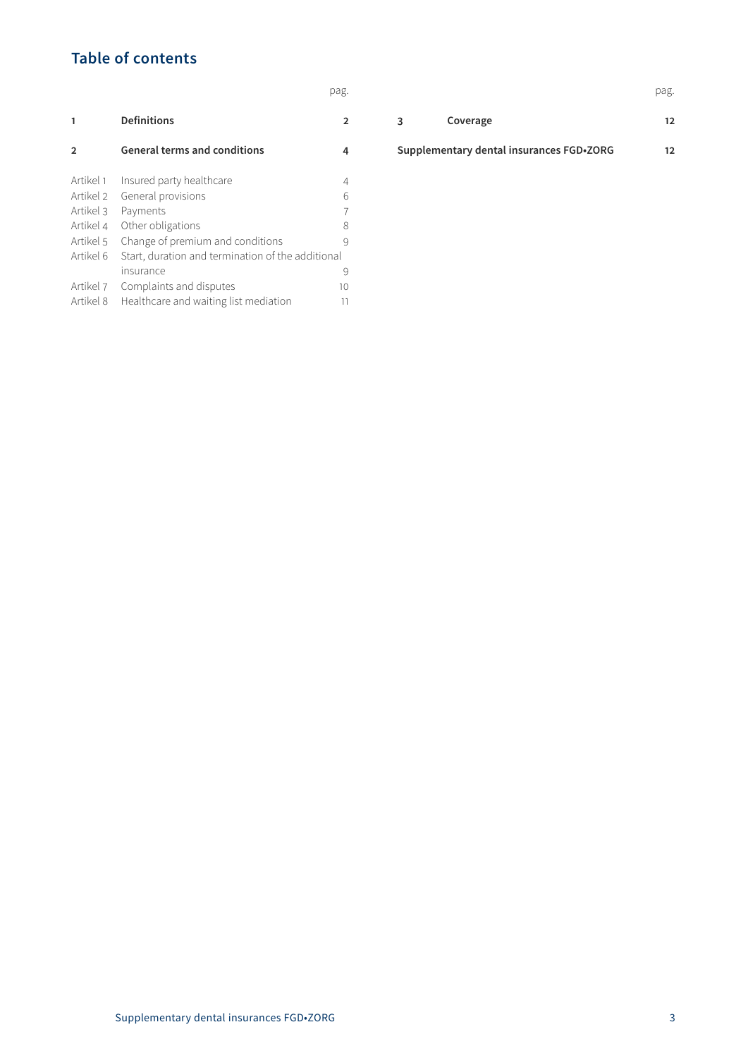## Table of contents

| | | pag. |
|---|---|---|
| **1** | **Definitions** | **2** |
| **2** | **General terms and conditions** | **4** |
| Artikel 1 | Insured party healthcare | 4 |
| Artikel 2 | General provisions | 6 |
| Artikel 3 | Payments | 7 |
| Artikel 4 | Other obligations | 8 |
| Artikel 5 | Change of premium and conditions | 9 |
| Artikel 6 | Start, duration and termination of the additional insurance | 9 |
| Artikel 7 | Complaints and disputes | 10 |
| Artikel 8 | Healthcare and waiting list mediation | 11 |
| **3** | **Coverage** | **12** |
| **Supplementary dental insurances FGD•ZORG** | | **12** |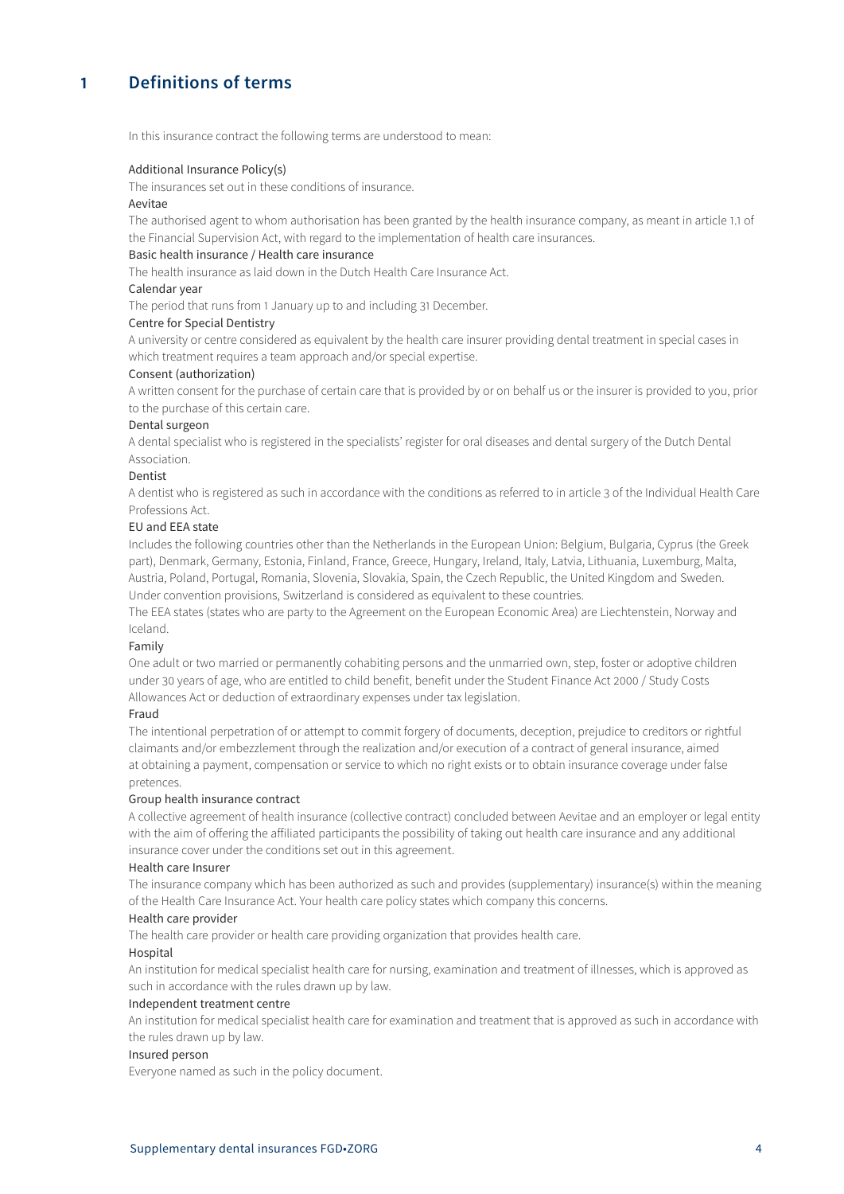# 1 Definitions of terms

In this insurance contract the following terms are understood to mean:

Additional Insurance Policy(s)

The insurances set out in these conditions of insurance.

Aevitae

The authorised agent to whom authorisation has been granted by the health insurance company, as meant in article 1.1 of the Financial Supervision Act, with regard to the implementation of health care insurances.

Basic health insurance / Health care insurance

The health insurance as laid down in the Dutch Health Care Insurance Act.

Calendar year

The period that runs from 1 January up to and including 31 December.

Centre for Special Dentistry

A university or centre considered as equivalent by the health care insurer providing dental treatment in special cases in which treatment requires a team approach and/or special expertise.

Consent (authorization)

A written consent for the purchase of certain care that is provided by or on behalf us or the insurer is provided to you, prior to the purchase of this certain care.

Dental surgeon

A dental specialist who is registered in the specialists' register for oral diseases and dental surgery of the Dutch Dental Association.

Dentist

A dentist who is registered as such in accordance with the conditions as referred to in article 3 of the Individual Health Care Professions Act.

EU and EEA state

Includes the following countries other than the Netherlands in the European Union: Belgium, Bulgaria, Cyprus (the Greek part), Denmark, Germany, Estonia, Finland, France, Greece, Hungary, Ireland, Italy, Latvia, Lithuania, Luxemburg, Malta, Austria, Poland, Portugal, Romania, Slovenia, Slovakia, Spain, the Czech Republic, the United Kingdom and Sweden. Under convention provisions, Switzerland is considered as equivalent to these countries.

The EEA states (states who are party to the Agreement on the European Economic Area) are Liechtenstein, Norway and Iceland.

Family

One adult or two married or permanently cohabiting persons and the unmarried own, step, foster or adoptive children under 30 years of age, who are entitled to child benefit, benefit under the Student Finance Act 2000 / Study Costs Allowances Act or deduction of extraordinary expenses under tax legislation.

Fraud

The intentional perpetration of or attempt to commit forgery of documents, deception, prejudice to creditors or rightful claimants and/or embezzlement through the realization and/or execution of a contract of general insurance, aimed at obtaining a payment, compensation or service to which no right exists or to obtain insurance coverage under false pretences.

Group health insurance contract

A collective agreement of health insurance (collective contract) concluded between Aevitae and an employer or legal entity with the aim of offering the affiliated participants the possibility of taking out health care insurance and any additional insurance cover under the conditions set out in this agreement.

Health care Insurer

The insurance company which has been authorized as such and provides (supplementary) insurance(s) within the meaning of the Health Care Insurance Act. Your health care policy states which company this concerns.

Health care provider

The health care provider or health care providing organization that provides health care.

Hospital

An institution for medical specialist health care for nursing, examination and treatment of illnesses, which is approved as such in accordance with the rules drawn up by law.

Independent treatment centre

An institution for medical specialist health care for examination and treatment that is approved as such in accordance with the rules drawn up by law.

Insured person

Everyone named as such in the policy document.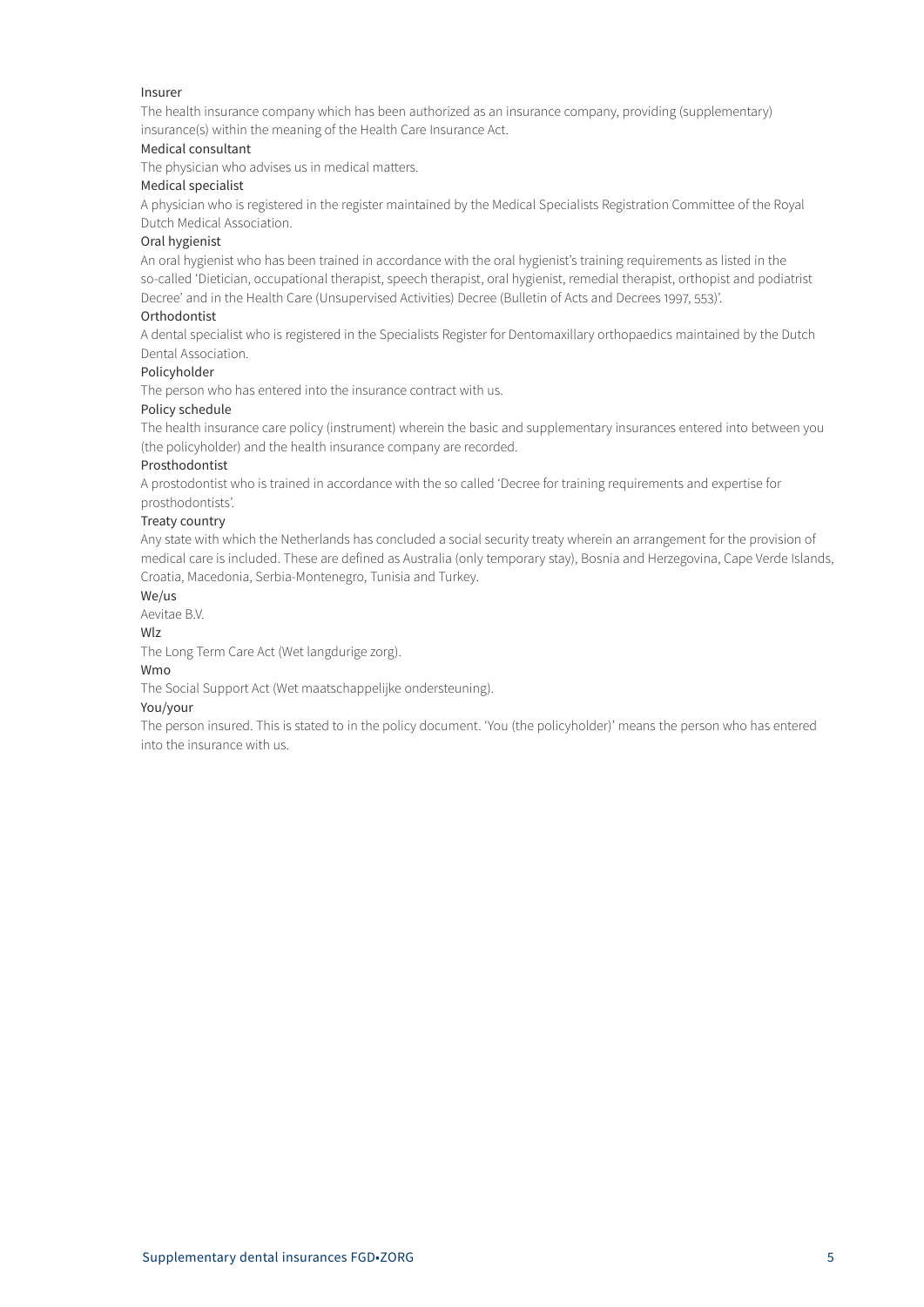### Insurer

The health insurance company which has been authorized as an insurance company, providing (supplementary) insurance(s) within the meaning of the Health Care Insurance Act.

### Medical consultant

The physician who advises us in medical matters.

### Medical specialist

A physician who is registered in the register maintained by the Medical Specialists Registration Committee of the Royal Dutch Medical Association.

### Oral hygienist

An oral hygienist who has been trained in accordance with the oral hygienist's training requirements as listed in the so-called 'Dietician, occupational therapist, speech therapist, oral hygienist, remedial therapist, orthopist and podiatrist Decree' and in the Health Care (Unsupervised Activities) Decree (Bulletin of Acts and Decrees 1997, 553)'.

### Orthodontist

A dental specialist who is registered in the Specialists Register for Dentomaxillary orthopaedics maintained by the Dutch Dental Association.

### Policyholder

The person who has entered into the insurance contract with us.

### Policy schedule

The health insurance care policy (instrument) wherein the basic and supplementary insurances entered into between you (the policyholder) and the health insurance company are recorded.

### Prosthodontist

A prostodontist who is trained in accordance with the so called 'Decree for training requirements and expertise for prosthodontists'.

### Treaty country

Any state with which the Netherlands has concluded a social security treaty wherein an arrangement for the provision of medical care is included. These are defined as Australia (only temporary stay), Bosnia and Herzegovina, Cape Verde Islands, Croatia, Macedonia, Serbia-Montenegro, Tunisia and Turkey.

### We/us

Aevitae B.V.

### Wlz

The Long Term Care Act (Wet langdurige zorg).

### Wmo

The Social Support Act (Wet maatschappelijke ondersteuning).

### You/your

The person insured. This is stated to in the policy document. 'You (the policyholder)' means the person who has entered into the insurance with us.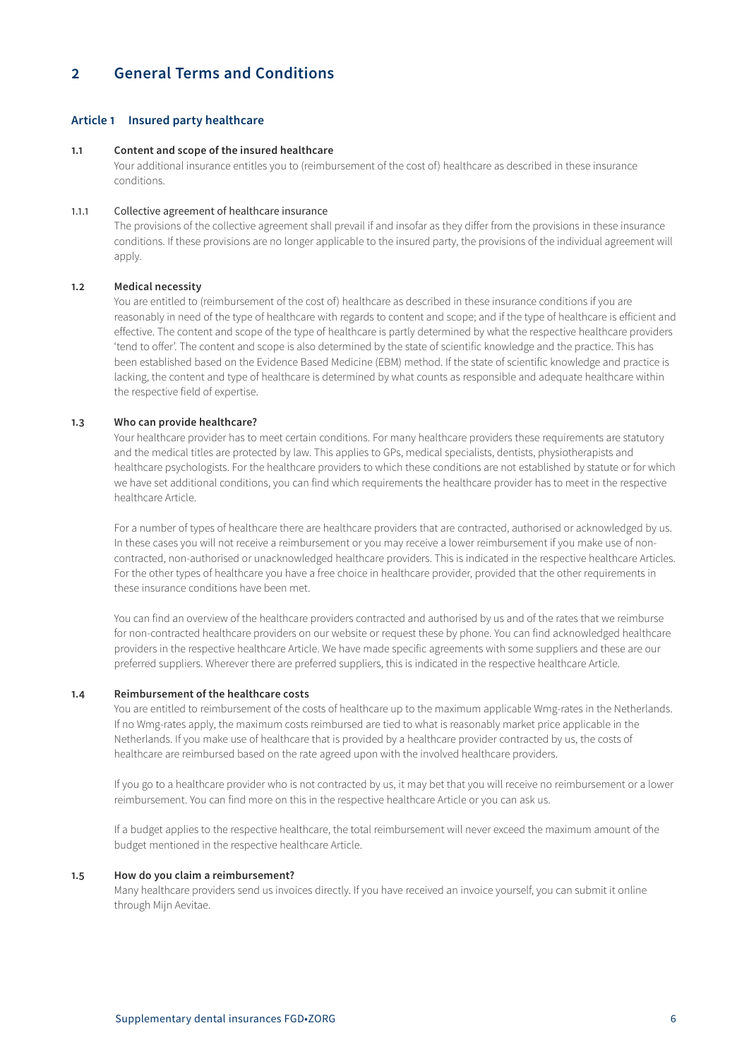# 2 General Terms and Conditions

## Article 1 Insured party healthcare

### 1.1 Content and scope of the insured healthcare

Your additional insurance entitles you to (reimbursement of the cost of) healthcare as described in these insurance conditions.

#### 1.1.1 Collective agreement of healthcare insurance

The provisions of the collective agreement shall prevail if and insofar as they differ from the provisions in these insurance conditions. If these provisions are no longer applicable to the insured party, the provisions of the individual agreement will apply.

### 1.2 Medical necessity

You are entitled to (reimbursement of the cost of) healthcare as described in these insurance conditions if you are reasonably in need of the type of healthcare with regards to content and scope; and if the type of healthcare is efficient and effective. The content and scope of the type of healthcare is partly determined by what the respective healthcare providers 'tend to offer'. The content and scope is also determined by the state of scientific knowledge and the practice. This has been established based on the Evidence Based Medicine (EBM) method. If the state of scientific knowledge and practice is lacking, the content and type of healthcare is determined by what counts as responsible and adequate healthcare within the respective field of expertise.

### 1.3 Who can provide healthcare?

Your healthcare provider has to meet certain conditions. For many healthcare providers these requirements are statutory and the medical titles are protected by law. This applies to GPs, medical specialists, dentists, physiotherapists and healthcare psychologists. For the healthcare providers to which these conditions are not established by statute or for which we have set additional conditions, you can find which requirements the healthcare provider has to meet in the respective healthcare Article.

For a number of types of healthcare there are healthcare providers that are contracted, authorised or acknowledged by us. In these cases you will not receive a reimbursement or you may receive a lower reimbursement if you make use of non-contracted, non-authorised or unacknowledged healthcare providers. This is indicated in the respective healthcare Articles. For the other types of healthcare you have a free choice in healthcare provider, provided that the other requirements in these insurance conditions have been met.

You can find an overview of the healthcare providers contracted and authorised by us and of the rates that we reimburse for non-contracted healthcare providers on our website or request these by phone. You can find acknowledged healthcare providers in the respective healthcare Article. We have made specific agreements with some suppliers and these are our preferred suppliers. Wherever there are preferred suppliers, this is indicated in the respective healthcare Article.

### 1.4 Reimbursement of the healthcare costs

You are entitled to reimbursement of the costs of healthcare up to the maximum applicable Wmg-rates in the Netherlands. If no Wmg-rates apply, the maximum costs reimbursed are tied to what is reasonably market price applicable in the Netherlands. If you make use of healthcare that is provided by a healthcare provider contracted by us, the costs of healthcare are reimbursed based on the rate agreed upon with the involved healthcare providers.

If you go to a healthcare provider who is not contracted by us, it may bet that you will receive no reimbursement or a lower reimbursement. You can find more on this in the respective healthcare Article or you can ask us.

If a budget applies to the respective healthcare, the total reimbursement will never exceed the maximum amount of the budget mentioned in the respective healthcare Article.

### 1.5 How do you claim a reimbursement?

Many healthcare providers send us invoices directly. If you have received an invoice yourself, you can submit it online through Mijn Aevitae.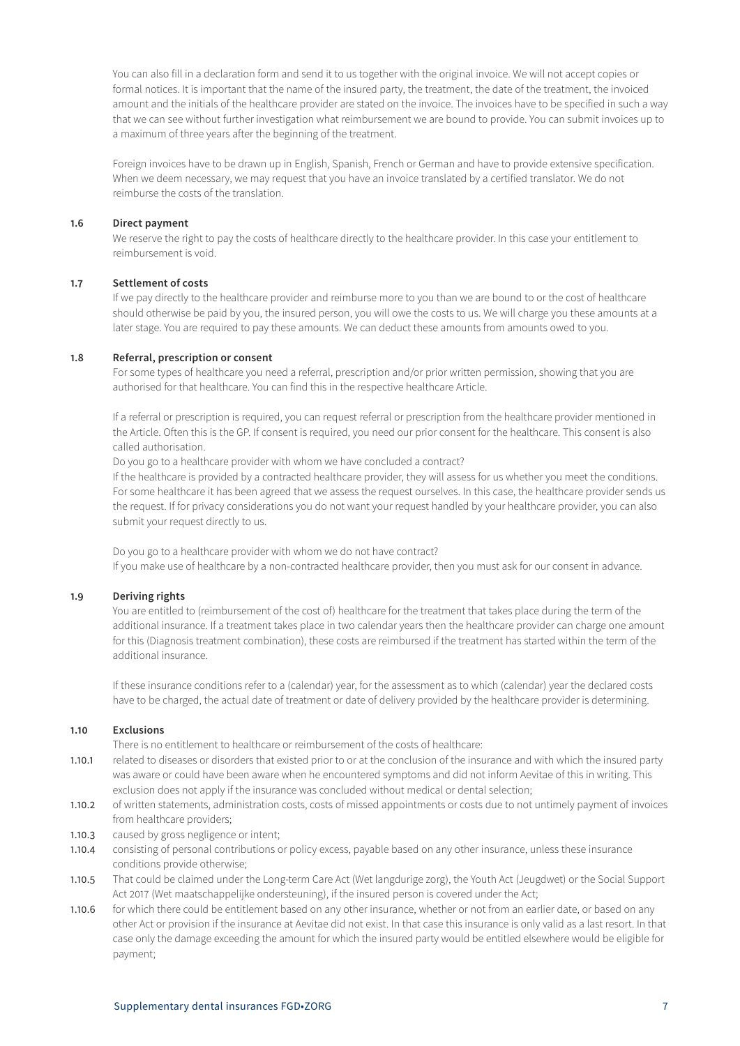You can also fill in a declaration form and send it to us together with the original invoice. We will not accept copies or formal notices. It is important that the name of the insured party, the treatment, the date of the treatment, the invoiced amount and the initials of the healthcare provider are stated on the invoice. The invoices have to be specified in such a way that we can see without further investigation what reimbursement we are bound to provide. You can submit invoices up to a maximum of three years after the beginning of the treatment.

Foreign invoices have to be drawn up in English, Spanish, French or German and have to provide extensive specification. When we deem necessary, we may request that you have an invoice translated by a certified translator. We do not reimburse the costs of the translation.

### 1.6 Direct payment

We reserve the right to pay the costs of healthcare directly to the healthcare provider. In this case your entitlement to reimbursement is void.

### 1.7 Settlement of costs

If we pay directly to the healthcare provider and reimburse more to you than we are bound to or the cost of healthcare should otherwise be paid by you, the insured person, you will owe the costs to us. We will charge you these amounts at a later stage. You are required to pay these amounts. We can deduct these amounts from amounts owed to you.

### 1.8 Referral, prescription or consent

For some types of healthcare you need a referral, prescription and/or prior written permission, showing that you are authorised for that healthcare. You can find this in the respective healthcare Article.

If a referral or prescription is required, you can request referral or prescription from the healthcare provider mentioned in the Article. Often this is the GP. If consent is required, you need our prior consent for the healthcare. This consent is also called authorisation.

Do you go to a healthcare provider with whom we have concluded a contract?

If the healthcare is provided by a contracted healthcare provider, they will assess for us whether you meet the conditions. For some healthcare it has been agreed that we assess the request ourselves. In this case, the healthcare provider sends us the request. If for privacy considerations you do not want your request handled by your healthcare provider, you can also submit your request directly to us.

Do you go to a healthcare provider with whom we do not have contract?

If you make use of healthcare by a non-contracted healthcare provider, then you must ask for our consent in advance.

### 1.9 Deriving rights

You are entitled to (reimbursement of the cost of) healthcare for the treatment that takes place during the term of the additional insurance. If a treatment takes place in two calendar years then the healthcare provider can charge one amount for this (Diagnosis treatment combination), these costs are reimbursed if the treatment has started within the term of the additional insurance.

If these insurance conditions refer to a (calendar) year, for the assessment as to which (calendar) year the declared costs have to be charged, the actual date of treatment or date of delivery provided by the healthcare provider is determining.

### 1.10 Exclusions

There is no entitlement to healthcare or reimbursement of the costs of healthcare:

- 1.10.1 related to diseases or disorders that existed prior to or at the conclusion of the insurance and with which the insured party was aware or could have been aware when he encountered symptoms and did not inform Aevitae of this in writing. This exclusion does not apply if the insurance was concluded without medical or dental selection;
- 1.10.2 of written statements, administration costs, costs of missed appointments or costs due to not untimely payment of invoices from healthcare providers;
- 1.10.3 caused by gross negligence or intent;
- 1.10.4 consisting of personal contributions or policy excess, payable based on any other insurance, unless these insurance conditions provide otherwise;
- 1.10.5 That could be claimed under the Long-term Care Act (Wet langdurige zorg), the Youth Act (Jeugdwet) or the Social Support Act 2017 (Wet maatschappelijke ondersteuning), if the insured person is covered under the Act;
- 1.10.6 for which there could be entitlement based on any other insurance, whether or not from an earlier date, or based on any other Act or provision if the insurance at Aevitae did not exist. In that case this insurance is only valid as a last resort. In that case only the damage exceeding the amount for which the insured party would be entitled elsewhere would be eligible for payment;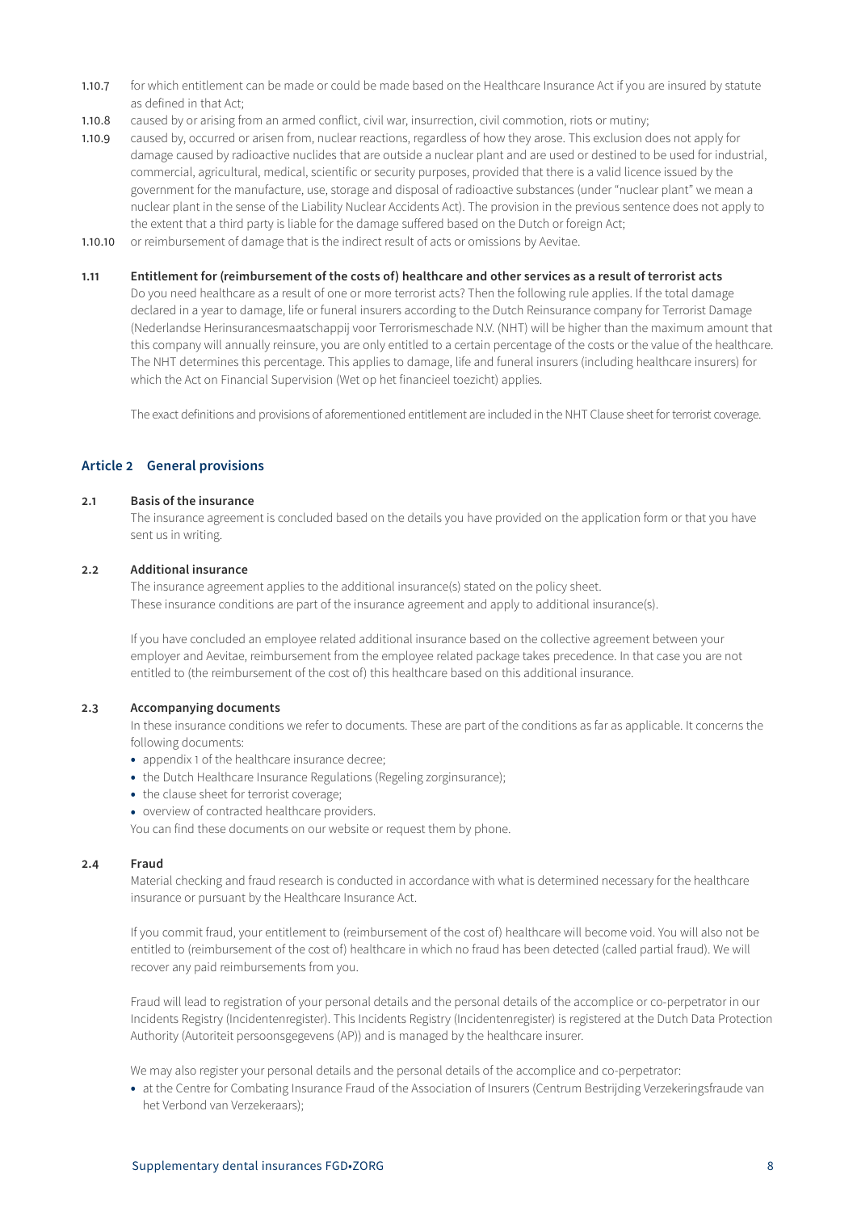1.10.7 for which entitlement can be made or could be made based on the Healthcare Insurance Act if you are insured by statute as defined in that Act;

1.10.8 caused by or arising from an armed conflict, civil war, insurrection, civil commotion, riots or mutiny;

1.10.9 caused by, occurred or arisen from, nuclear reactions, regardless of how they arose. This exclusion does not apply for damage caused by radioactive nuclides that are outside a nuclear plant and are used or destined to be used for industrial, commercial, agricultural, medical, scientific or security purposes, provided that there is a valid licence issued by the government for the manufacture, use, storage and disposal of radioactive substances (under "nuclear plant" we mean a nuclear plant in the sense of the Liability Nuclear Accidents Act). The provision in the previous sentence does not apply to the extent that a third party is liable for the damage suffered based on the Dutch or foreign Act;

1.10.10 or reimbursement of damage that is the indirect result of acts or omissions by Aevitae.

**1.11 Entitlement for (reimbursement of the costs of) healthcare and other services as a result of terrorist acts**

Do you need healthcare as a result of one or more terrorist acts? Then the following rule applies. If the total damage declared in a year to damage, life or funeral insurers according to the Dutch Reinsurance company for Terrorist Damage (Nederlandse Herinsurancesmaatschappij voor Terrorismeschade N.V. (NHT) will be higher than the maximum amount that this company will annually reinsure, you are only entitled to a certain percentage of the costs or the value of the healthcare. The NHT determines this percentage. This applies to damage, life and funeral insurers (including healthcare insurers) for which the Act on Financial Supervision (Wet op het financieel toezicht) applies.

The exact definitions and provisions of aforementioned entitlement are included in the NHT Clause sheet for terrorist coverage.

## Article 2 General provisions

**2.1 Basis of the insurance**

The insurance agreement is concluded based on the details you have provided on the application form or that you have sent us in writing.

**2.2 Additional insurance**

The insurance agreement applies to the additional insurance(s) stated on the policy sheet.
These insurance conditions are part of the insurance agreement and apply to additional insurance(s).

If you have concluded an employee related additional insurance based on the collective agreement between your employer and Aevitae, reimbursement from the employee related package takes precedence. In that case you are not entitled to (the reimbursement of the cost of) this healthcare based on this additional insurance.

**2.3 Accompanying documents**

In these insurance conditions we refer to documents. These are part of the conditions as far as applicable. It concerns the following documents:

- appendix 1 of the healthcare insurance decree;
- the Dutch Healthcare Insurance Regulations (Regeling zorginsurance);
- the clause sheet for terrorist coverage;
- overview of contracted healthcare providers.

You can find these documents on our website or request them by phone.

**2.4 Fraud**

Material checking and fraud research is conducted in accordance with what is determined necessary for the healthcare insurance or pursuant by the Healthcare Insurance Act.

If you commit fraud, your entitlement to (reimbursement of the cost of) healthcare will become void. You will also not be entitled to (reimbursement of the cost of) healthcare in which no fraud has been detected (called partial fraud). We will recover any paid reimbursements from you.

Fraud will lead to registration of your personal details and the personal details of the accomplice or co-perpetrator in our Incidents Registry (Incidentenregister). This Incidents Registry (Incidentenregister) is registered at the Dutch Data Protection Authority (Autoriteit persoonsgegevens (AP)) and is managed by the healthcare insurer.

We may also register your personal details and the personal details of the accomplice and co-perpetrator:

- at the Centre for Combating Insurance Fraud of the Association of Insurers (Centrum Bestrijding Verzekeringsfraude van het Verbond van Verzekeraars);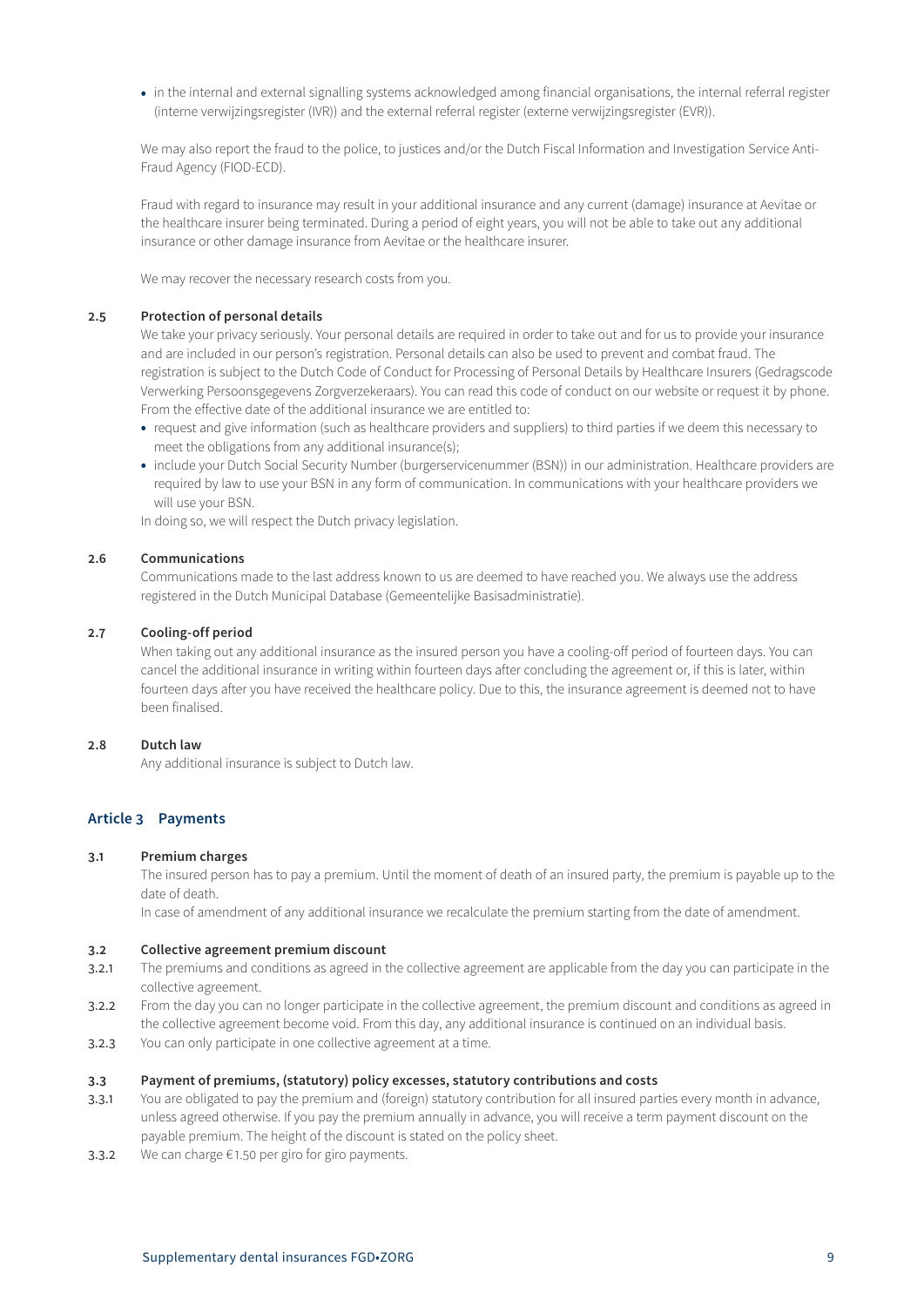- in the internal and external signalling systems acknowledged among financial organisations, the internal referral register (interne verwijzingsregister (IVR)) and the external referral register (externe verwijzingsregister (EVR)).

We may also report the fraud to the police, to justices and/or the Dutch Fiscal Information and Investigation Service Anti-Fraud Agency (FIOD-ECD).

Fraud with regard to insurance may result in your additional insurance and any current (damage) insurance at Aevitae or the healthcare insurer being terminated. During a period of eight years, you will not be able to take out any additional insurance or other damage insurance from Aevitae or the healthcare insurer.

We may recover the necessary research costs from you.

### 2.5 Protection of personal details

We take your privacy seriously. Your personal details are required in order to take out and for us to provide your insurance and are included in our person's registration. Personal details can also be used to prevent and combat fraud. The registration is subject to the Dutch Code of Conduct for Processing of Personal Details by Healthcare Insurers (Gedragscode Verwerking Persoonsgegevens Zorgverzekeraars). You can read this code of conduct on our website or request it by phone. From the effective date of the additional insurance we are entitled to:

- request and give information (such as healthcare providers and suppliers) to third parties if we deem this necessary to meet the obligations from any additional insurance(s);
- include your Dutch Social Security Number (burgerservicenummer (BSN)) in our administration. Healthcare providers are required by law to use your BSN in any form of communication. In communications with your healthcare providers we will use your BSN.

In doing so, we will respect the Dutch privacy legislation.

### 2.6 Communications

Communications made to the last address known to us are deemed to have reached you. We always use the address registered in the Dutch Municipal Database (Gemeentelijke Basisadministratie).

### 2.7 Cooling-off period

When taking out any additional insurance as the insured person you have a cooling-off period of fourteen days. You can cancel the additional insurance in writing within fourteen days after concluding the agreement or, if this is later, within fourteen days after you have received the healthcare policy. Due to this, the insurance agreement is deemed not to have been finalised.

### 2.8 Dutch law

Any additional insurance is subject to Dutch law.

## Article 3 Payments

### 3.1 Premium charges

The insured person has to pay a premium. Until the moment of death of an insured party, the premium is payable up to the date of death.

In case of amendment of any additional insurance we recalculate the premium starting from the date of amendment.

### 3.2 Collective agreement premium discount

3.2.1 The premiums and conditions as agreed in the collective agreement are applicable from the day you can participate in the collective agreement.

3.2.2 From the day you can no longer participate in the collective agreement, the premium discount and conditions as agreed in the collective agreement become void. From this day, any additional insurance is continued on an individual basis.

3.2.3 You can only participate in one collective agreement at a time.

### 3.3 Payment of premiums, (statutory) policy excesses, statutory contributions and costs

3.3.1 You are obligated to pay the premium and (foreign) statutory contribution for all insured parties every month in advance, unless agreed otherwise. If you pay the premium annually in advance, you will receive a term payment discount on the payable premium. The height of the discount is stated on the policy sheet.

3.3.2 We can charge €1.50 per giro for giro payments.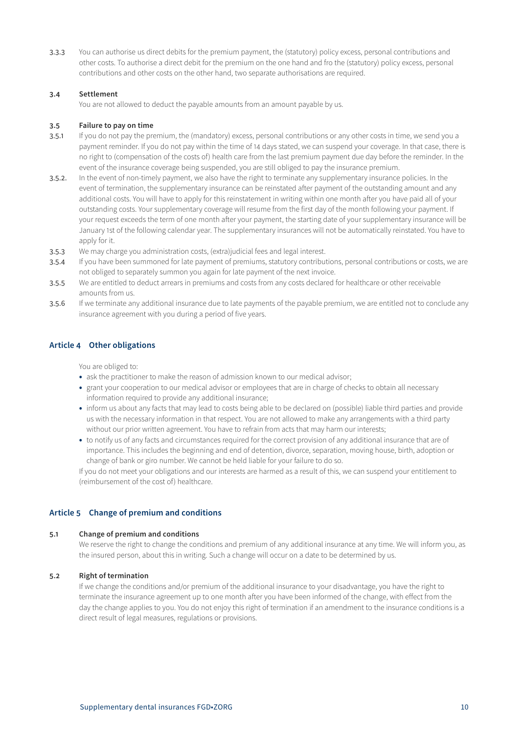3.3.3 You can authorise us direct debits for the premium payment, the (statutory) policy excess, personal contributions and other costs. To authorise a direct debit for the premium on the one hand and fro the (statutory) policy excess, personal contributions and other costs on the other hand, two separate authorisations are required.

### 3.4 Settlement

You are not allowed to deduct the payable amounts from an amount payable by us.

### 3.5 Failure to pay on time

3.5.1 If you do not pay the premium, the (mandatory) excess, personal contributions or any other costs in time, we send you a payment reminder. If you do not pay within the time of 14 days stated, we can suspend your coverage. In that case, there is no right to (compensation of the costs of) health care from the last premium payment due day before the reminder. In the event of the insurance coverage being suspended, you are still obliged to pay the insurance premium.

3.5.2. In the event of non-timely payment, we also have the right to terminate any supplementary insurance policies. In the event of termination, the supplementary insurance can be reinstated after payment of the outstanding amount and any additional costs. You will have to apply for this reinstatement in writing within one month after you have paid all of your outstanding costs. Your supplementary coverage will resume from the first day of the month following your payment. If your request exceeds the term of one month after your payment, the starting date of your supplementary insurance will be January 1st of the following calendar year. The supplementary insurances will not be automatically reinstated. You have to apply for it.

3.5.3 We may charge you administration costs, (extra)judicial fees and legal interest.

3.5.4 If you have been summoned for late payment of premiums, statutory contributions, personal contributions or costs, we are not obliged to separately summon you again for late payment of the next invoice.

3.5.5 We are entitled to deduct arrears in premiums and costs from any costs declared for healthcare or other receivable amounts from us.

3.5.6 If we terminate any additional insurance due to late payments of the payable premium, we are entitled not to conclude any insurance agreement with you during a period of five years.

## Article 4 Other obligations

You are obliged to:

- ask the practitioner to make the reason of admission known to our medical advisor;
- grant your cooperation to our medical advisor or employees that are in charge of checks to obtain all necessary information required to provide any additional insurance;
- inform us about any facts that may lead to costs being able to be declared on (possible) liable third parties and provide us with the necessary information in that respect. You are not allowed to make any arrangements with a third party without our prior written agreement. You have to refrain from acts that may harm our interests;
- to notify us of any facts and circumstances required for the correct provision of any additional insurance that are of importance. This includes the beginning and end of detention, divorce, separation, moving house, birth, adoption or change of bank or giro number. We cannot be held liable for your failure to do so.

If you do not meet your obligations and our interests are harmed as a result of this, we can suspend your entitlement to (reimbursement of the cost of) healthcare.

## Article 5 Change of premium and conditions

### 5.1 Change of premium and conditions

We reserve the right to change the conditions and premium of any additional insurance at any time. We will inform you, as the insured person, about this in writing. Such a change will occur on a date to be determined by us.

### 5.2 Right of termination

If we change the conditions and/or premium of the additional insurance to your disadvantage, you have the right to terminate the insurance agreement up to one month after you have been informed of the change, with effect from the day the change applies to you. You do not enjoy this right of termination if an amendment to the insurance conditions is a direct result of legal measures, regulations or provisions.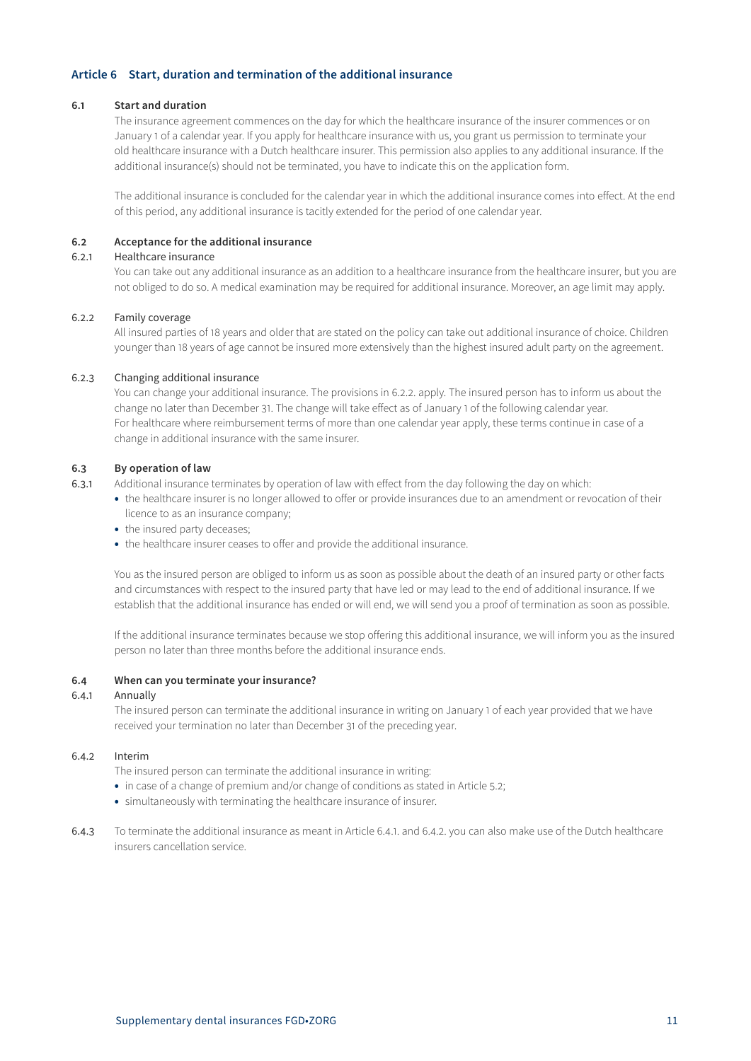## Article 6 Start, duration and termination of the additional insurance

### 6.1 Start and duration

The insurance agreement commences on the day for which the healthcare insurance of the insurer commences or on January 1 of a calendar year. If you apply for healthcare insurance with us, you grant us permission to terminate your old healthcare insurance with a Dutch healthcare insurer. This permission also applies to any additional insurance. If the additional insurance(s) should not be terminated, you have to indicate this on the application form.

The additional insurance is concluded for the calendar year in which the additional insurance comes into effect. At the end of this period, any additional insurance is tacitly extended for the period of one calendar year.

### 6.2 Acceptance for the additional insurance

#### 6.2.1 Healthcare insurance

You can take out any additional insurance as an addition to a healthcare insurance from the healthcare insurer, but you are not obliged to do so. A medical examination may be required for additional insurance. Moreover, an age limit may apply.

#### 6.2.2 Family coverage

All insured parties of 18 years and older that are stated on the policy can take out additional insurance of choice. Children younger than 18 years of age cannot be insured more extensively than the highest insured adult party on the agreement.

#### 6.2.3 Changing additional insurance

You can change your additional insurance. The provisions in 6.2.2. apply. The insured person has to inform us about the change no later than December 31. The change will take effect as of January 1 of the following calendar year.
For healthcare where reimbursement terms of more than one calendar year apply, these terms continue in case of a change in additional insurance with the same insurer.

### 6.3 By operation of law

6.3.1 Additional insurance terminates by operation of law with effect from the day following the day on which:

- the healthcare insurer is no longer allowed to offer or provide insurances due to an amendment or revocation of their licence to as an insurance company;
- the insured party deceases;
- the healthcare insurer ceases to offer and provide the additional insurance.

You as the insured person are obliged to inform us as soon as possible about the death of an insured party or other facts and circumstances with respect to the insured party that have led or may lead to the end of additional insurance. If we establish that the additional insurance has ended or will end, we will send you a proof of termination as soon as possible.

If the additional insurance terminates because we stop offering this additional insurance, we will inform you as the insured person no later than three months before the additional insurance ends.

### 6.4 When can you terminate your insurance?

#### 6.4.1 Annually

The insured person can terminate the additional insurance in writing on January 1 of each year provided that we have received your termination no later than December 31 of the preceding year.

#### 6.4.2 Interim

The insured person can terminate the additional insurance in writing:

- in case of a change of premium and/or change of conditions as stated in Article 5.2;
- simultaneously with terminating the healthcare insurance of insurer.

6.4.3 To terminate the additional insurance as meant in Article 6.4.1. and 6.4.2. you can also make use of the Dutch healthcare insurers cancellation service.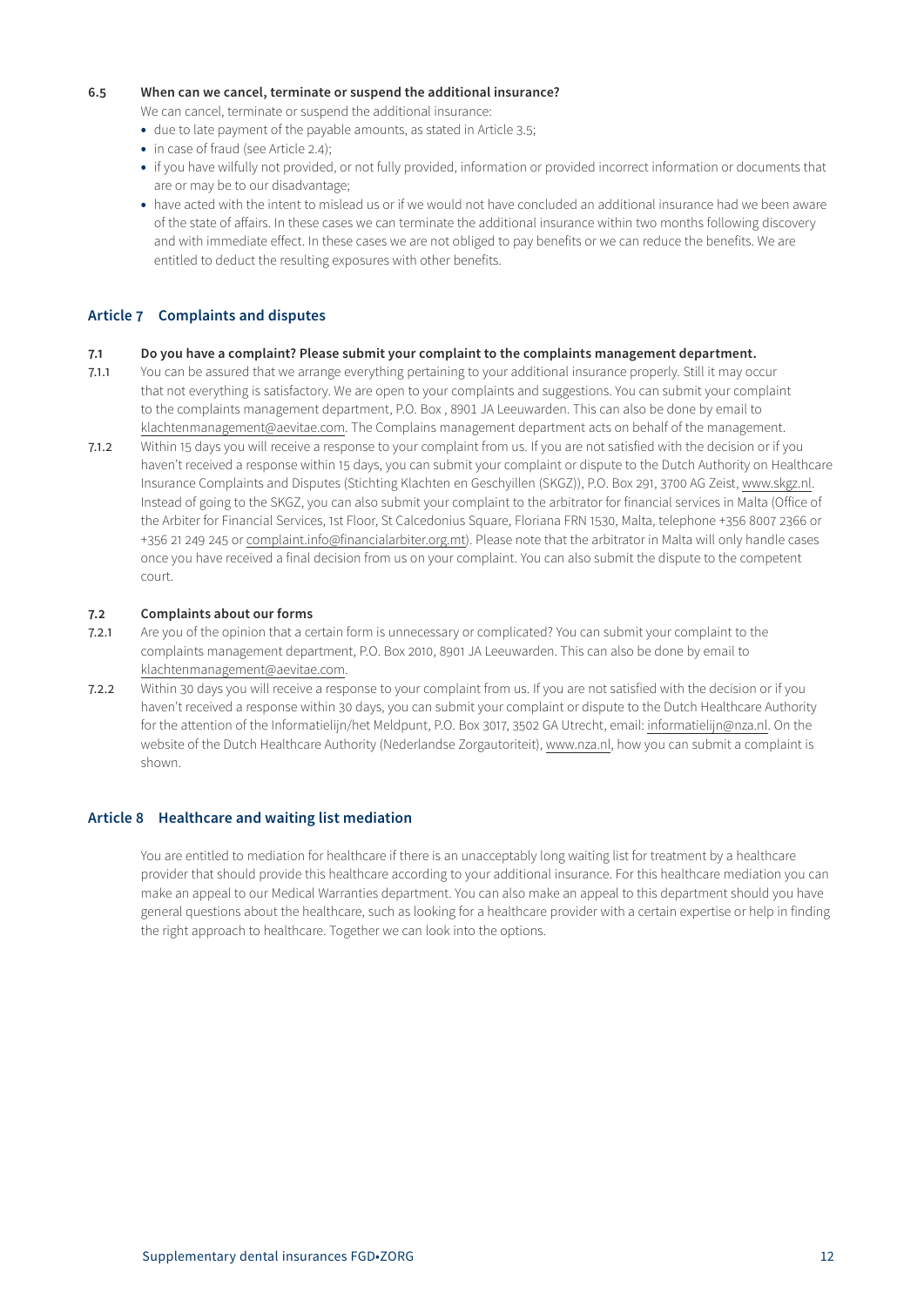### 6.5 When can we cancel, terminate or suspend the additional insurance?

We can cancel, terminate or suspend the additional insurance:

- due to late payment of the payable amounts, as stated in Article 3.5;
- in case of fraud (see Article 2.4);
- if you have wilfully not provided, or not fully provided, information or provided incorrect information or documents that are or may be to our disadvantage;
- have acted with the intent to mislead us or if we would not have concluded an additional insurance had we been aware of the state of affairs. In these cases we can terminate the additional insurance within two months following discovery and with immediate effect. In these cases we are not obliged to pay benefits or we can reduce the benefits. We are entitled to deduct the resulting exposures with other benefits.

## Article 7 Complaints and disputes

### 7.1 Do you have a complaint? Please submit your complaint to the complaints management department.

7.1.1 You can be assured that we arrange everything pertaining to your additional insurance properly. Still it may occur that not everything is satisfactory. We are open to your complaints and suggestions. You can submit your complaint to the complaints management department, P.O. Box , 8901 JA Leeuwarden. This can also be done by email to klachtenmanagement@aevitae.com. The Complains management department acts on behalf of the management.

7.1.2 Within 15 days you will receive a response to your complaint from us. If you are not satisfied with the decision or if you haven't received a response within 15 days, you can submit your complaint or dispute to the Dutch Authority on Healthcare Insurance Complaints and Disputes (Stichting Klachten en Geschyillen (SKGZ)), P.O. Box 291, 3700 AG Zeist, www.skgz.nl. Instead of going to the SKGZ, you can also submit your complaint to the arbitrator for financial services in Malta (Office of the Arbiter for Financial Services, 1st Floor, St Calcedonius Square, Floriana FRN 1530, Malta, telephone +356 8007 2366 or +356 21 249 245 or complaint.info@financialarbiter.org.mt). Please note that the arbitrator in Malta will only handle cases once you have received a final decision from us on your complaint. You can also submit the dispute to the competent court.

### 7.2 Complaints about our forms

7.2.1 Are you of the opinion that a certain form is unnecessary or complicated? You can submit your complaint to the complaints management department, P.O. Box 2010, 8901 JA Leeuwarden. This can also be done by email to klachtenmanagement@aevitae.com.

7.2.2 Within 30 days you will receive a response to your complaint from us. If you are not satisfied with the decision or if you haven't received a response within 30 days, you can submit your complaint or dispute to the Dutch Healthcare Authority for the attention of the Informatielijn/het Meldpunt, P.O. Box 3017, 3502 GA Utrecht, email: informatielijn@nza.nl. On the website of the Dutch Healthcare Authority (Nederlandse Zorgautoriteit), www.nza.nl, how you can submit a complaint is shown.

## Article 8 Healthcare and waiting list mediation

You are entitled to mediation for healthcare if there is an unacceptably long waiting list for treatment by a healthcare provider that should provide this healthcare according to your additional insurance. For this healthcare mediation you can make an appeal to our Medical Warranties department. You can also make an appeal to this department should you have general questions about the healthcare, such as looking for a healthcare provider with a certain expertise or help in finding the right approach to healthcare. Together we can look into the options.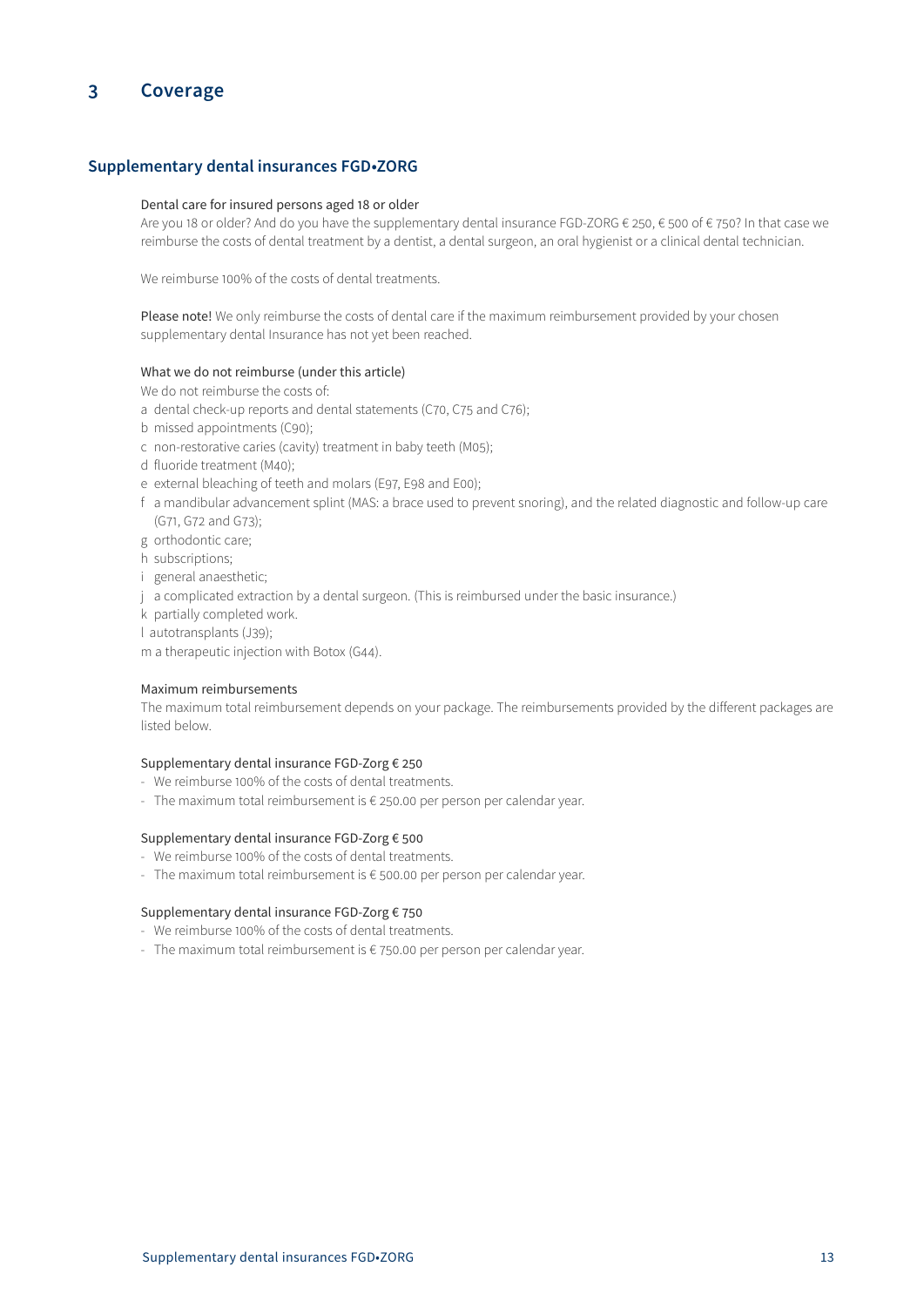# 3 Coverage

## Supplementary dental insurances FGD•ZORG

### Dental care for insured persons aged 18 or older

Are you 18 or older? And do you have the supplementary dental insurance FGD-ZORG € 250, € 500 of € 750? In that case we reimburse the costs of dental treatment by a dentist, a dental surgeon, an oral hygienist or a clinical dental technician.

We reimburse 100% of the costs of dental treatments.

**Please note!** We only reimburse the costs of dental care if the maximum reimbursement provided by your chosen supplementary dental Insurance has not yet been reached.

### What we do not reimburse (under this article)

We do not reimburse the costs of:

a dental check-up reports and dental statements (C70, C75 and C76);
b missed appointments (C90);
c non-restorative caries (cavity) treatment in baby teeth (M05);
d fluoride treatment (M40);
e external bleaching of teeth and molars (E97, E98 and E00);
f a mandibular advancement splint (MAS: a brace used to prevent snoring), and the related diagnostic and follow-up care (G71, G72 and G73);
g orthodontic care;
h subscriptions;
i general anaesthetic;
j a complicated extraction by a dental surgeon. (This is reimbursed under the basic insurance.)
k partially completed work.
l autotransplants (J39);
m a therapeutic injection with Botox (G44).

### Maximum reimbursements

The maximum total reimbursement depends on your package. The reimbursements provided by the different packages are listed below.

#### Supplementary dental insurance FGD-Zorg € 250

- We reimburse 100% of the costs of dental treatments.
- The maximum total reimbursement is € 250.00 per person per calendar year.

#### Supplementary dental insurance FGD-Zorg € 500

- We reimburse 100% of the costs of dental treatments.
- The maximum total reimbursement is € 500.00 per person per calendar year.

#### Supplementary dental insurance FGD-Zorg € 750

- We reimburse 100% of the costs of dental treatments.
- The maximum total reimbursement is € 750.00 per person per calendar year.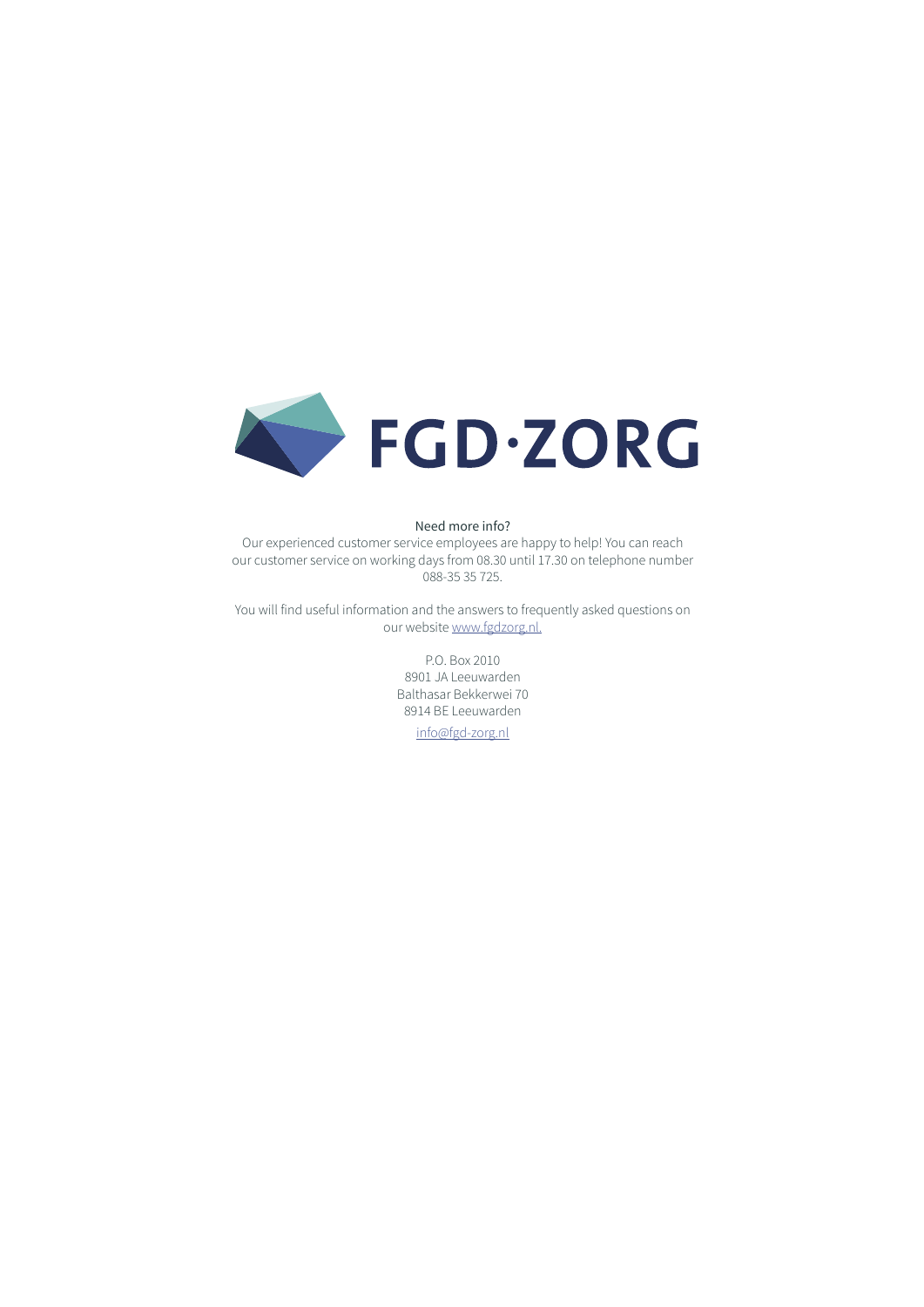FGD·ZORG

Need more info?

Our experienced customer service employees are happy to help! You can reach our customer service on working days from 08.30 until 17.30 on telephone number 088-35 35 725.

You will find useful information and the answers to frequently asked questions on our website www.fgdzorg.nl.

P.O. Box 2010
8901 JA Leeuwarden
Balthasar Bekkerwei 70
8914 BE Leeuwarden

info@fgd-zorg.nl